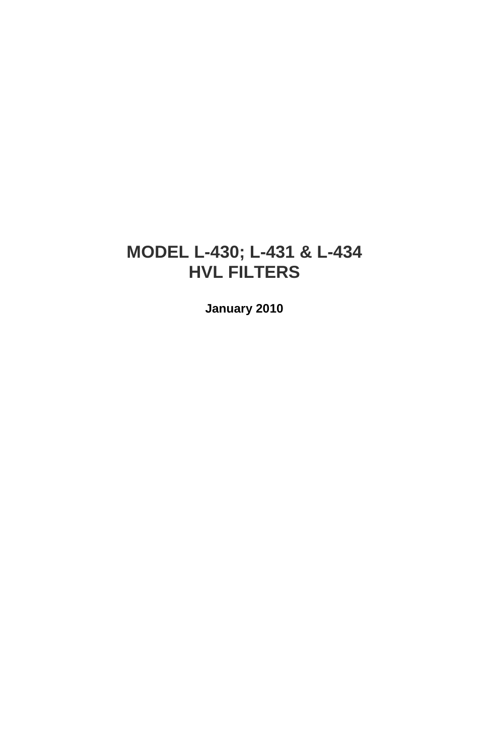# MODEL L-430; L-431 & L-434
# HVL FILTERS

**January 2010**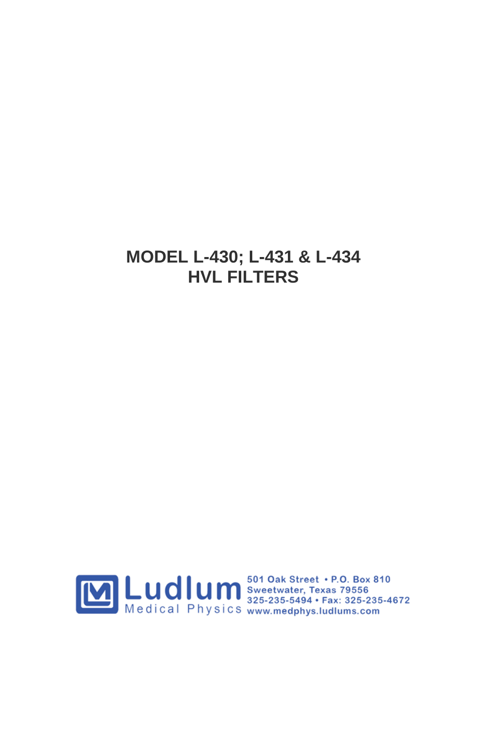# MODEL L-430; L-431 & L-434
# HVL FILTERS

Ludlum Medical Physics

501 Oak Street • P.O. Box 810
Sweetwater, Texas 79556
325-235-5494 • Fax: 325-235-4672
www.medphys.ludlums.com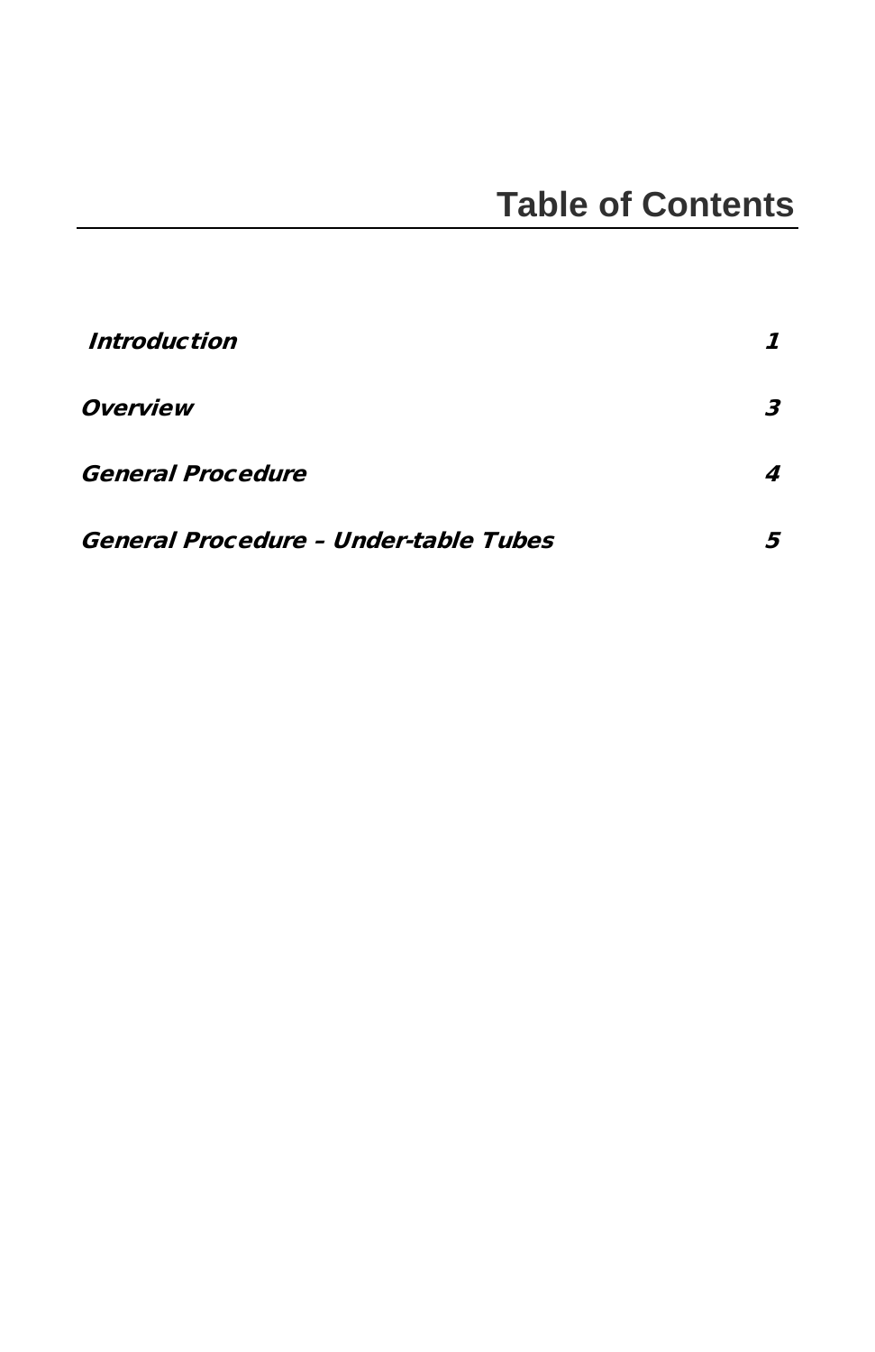# Table of Contents

| | |
|---|---|
| ***Introduction*** | ***1*** |
| ***Overview*** | ***3*** |
| ***General Procedure*** | ***4*** |
| ***General Procedure – Under-table Tubes*** | ***5*** |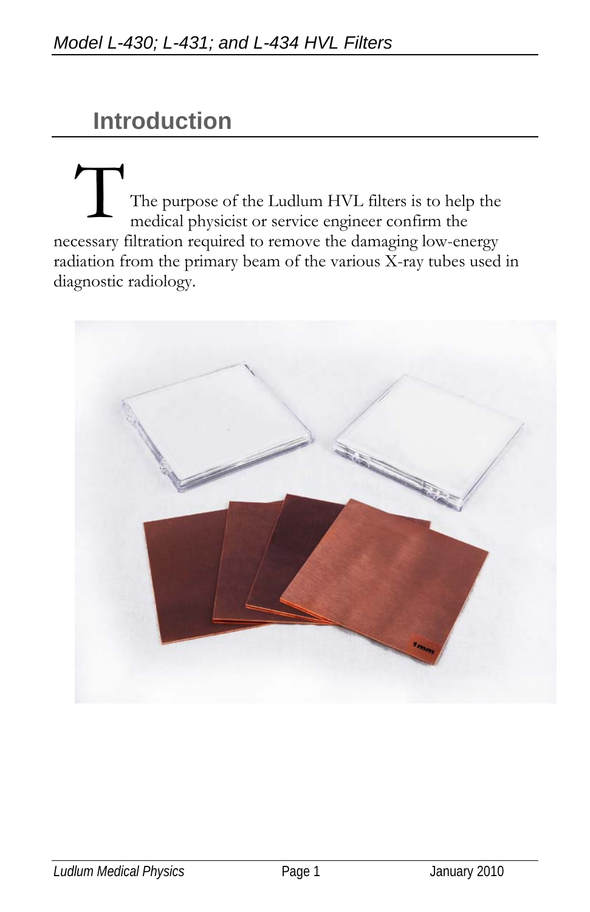# Introduction

The purpose of the Ludlum HVL filters is to help the medical physicist or service engineer confirm the necessary filtration required to remove the damaging low-energy radiation from the primary beam of the various X-ray tubes used in diagnostic radiology.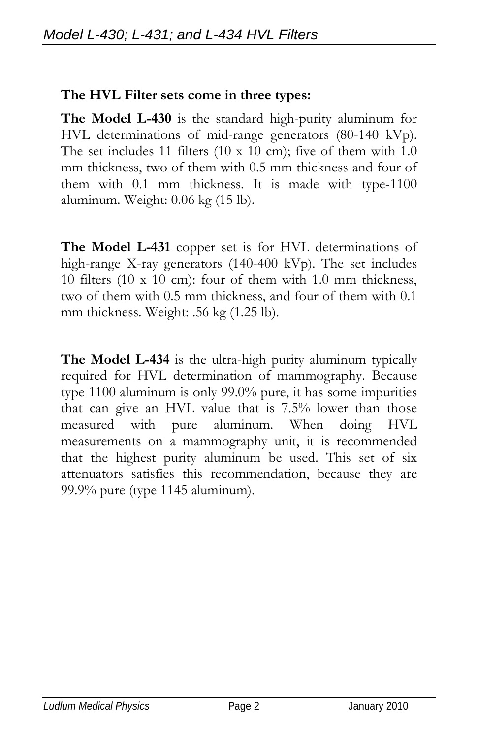**The HVL Filter sets come in three types:**

**The Model L-430** is the standard high-purity aluminum for HVL determinations of mid-range generators (80-140 kVp). The set includes 11 filters (10 x 10 cm); five of them with 1.0 mm thickness, two of them with 0.5 mm thickness and four of them with 0.1 mm thickness. It is made with type-1100 aluminum. Weight: 0.06 kg (15 lb).

**The Model L-431** copper set is for HVL determinations of high-range X-ray generators (140-400 kVp). The set includes 10 filters (10 x 10 cm): four of them with 1.0 mm thickness, two of them with 0.5 mm thickness, and four of them with 0.1 mm thickness. Weight: .56 kg (1.25 lb).

**The Model L-434** is the ultra-high purity aluminum typically required for HVL determination of mammography. Because type 1100 aluminum is only 99.0% pure, it has some impurities that can give an HVL value that is 7.5% lower than those measured with pure aluminum. When doing HVL measurements on a mammography unit, it is recommended that the highest purity aluminum be used. This set of six attenuators satisfies this recommendation, because they are 99.9% pure (type 1145 aluminum).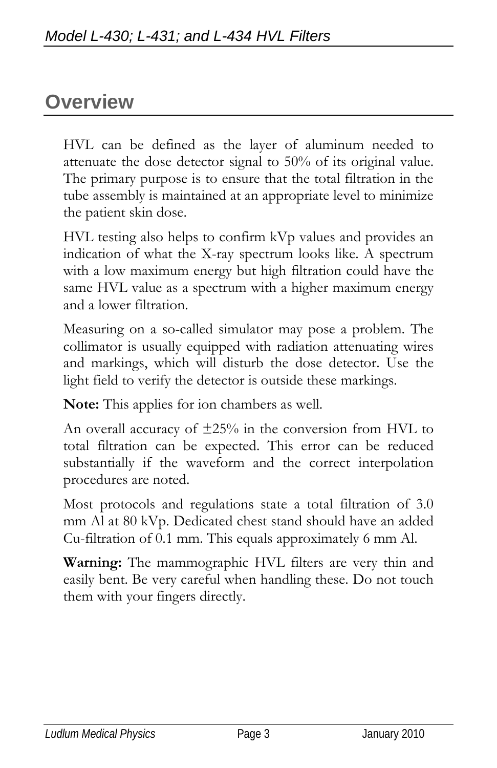# Overview

HVL can be defined as the layer of aluminum needed to attenuate the dose detector signal to 50% of its original value. The primary purpose is to ensure that the total filtration in the tube assembly is maintained at an appropriate level to minimize the patient skin dose.

HVL testing also helps to confirm kVp values and provides an indication of what the X-ray spectrum looks like. A spectrum with a low maximum energy but high filtration could have the same HVL value as a spectrum with a higher maximum energy and a lower filtration.

Measuring on a so-called simulator may pose a problem. The collimator is usually equipped with radiation attenuating wires and markings, which will disturb the dose detector. Use the light field to verify the detector is outside these markings.

**Note:** This applies for ion chambers as well.

An overall accuracy of ±25% in the conversion from HVL to total filtration can be expected. This error can be reduced substantially if the waveform and the correct interpolation procedures are noted.

Most protocols and regulations state a total filtration of 3.0 mm Al at 80 kVp. Dedicated chest stand should have an added Cu-filtration of 0.1 mm. This equals approximately 6 mm Al.

**Warning:** The mammographic HVL filters are very thin and easily bent. Be very careful when handling these. Do not touch them with your fingers directly.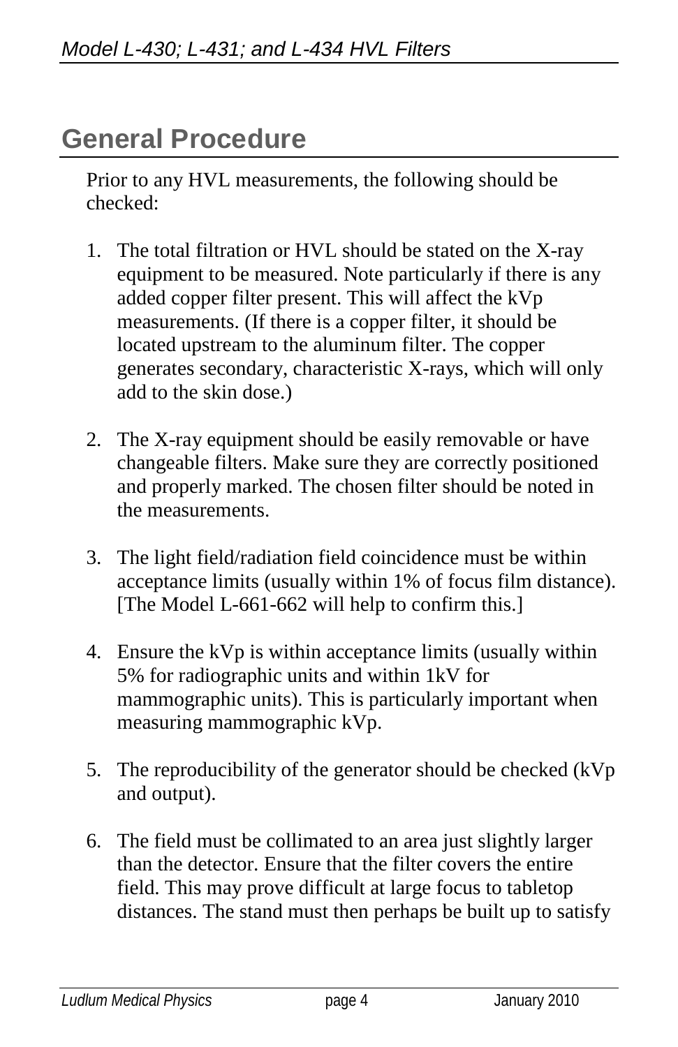## General Procedure

Prior to any HVL measurements, the following should be checked:

1. The total filtration or HVL should be stated on the X-ray equipment to be measured. Note particularly if there is any added copper filter present. This will affect the kVp measurements. (If there is a copper filter, it should be located upstream to the aluminum filter. The copper generates secondary, characteristic X-rays, which will only add to the skin dose.)

2. The X-ray equipment should be easily removable or have changeable filters. Make sure they are correctly positioned and properly marked. The chosen filter should be noted in the measurements.

3. The light field/radiation field coincidence must be within acceptance limits (usually within 1% of focus film distance). [The Model L-661-662 will help to confirm this.]

4. Ensure the kVp is within acceptance limits (usually within 5% for radiographic units and within 1kV for mammographic units). This is particularly important when measuring mammographic kVp.

5. The reproducibility of the generator should be checked (kVp and output).

6. The field must be collimated to an area just slightly larger than the detector. Ensure that the filter covers the entire field. This may prove difficult at large focus to tabletop distances. The stand must then perhaps be built up to satisfy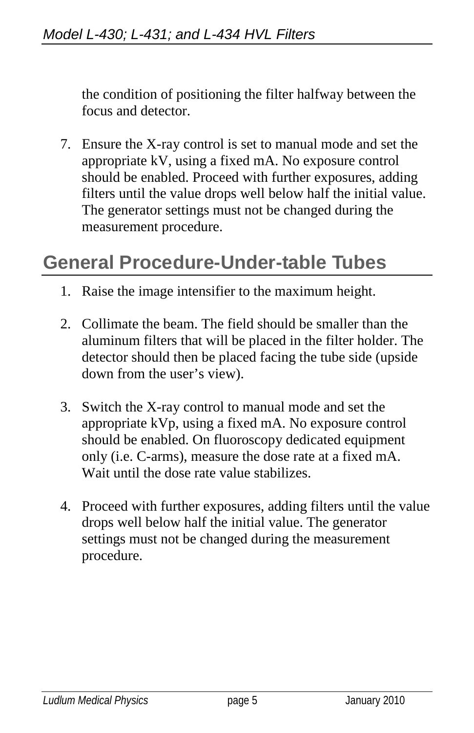the condition of positioning the filter halfway between the focus and detector.

7. Ensure the X-ray control is set to manual mode and set the appropriate kV, using a fixed mA. No exposure control should be enabled. Proceed with further exposures, adding filters until the value drops well below half the initial value. The generator settings must not be changed during the measurement procedure.

## General Procedure-Under-table Tubes

1. Raise the image intensifier to the maximum height.

2. Collimate the beam. The field should be smaller than the aluminum filters that will be placed in the filter holder. The detector should then be placed facing the tube side (upside down from the user's view).

3. Switch the X-ray control to manual mode and set the appropriate kVp, using a fixed mA. No exposure control should be enabled. On fluoroscopy dedicated equipment only (i.e. C-arms), measure the dose rate at a fixed mA. Wait until the dose rate value stabilizes.

4. Proceed with further exposures, adding filters until the value drops well below half the initial value. The generator settings must not be changed during the measurement procedure.